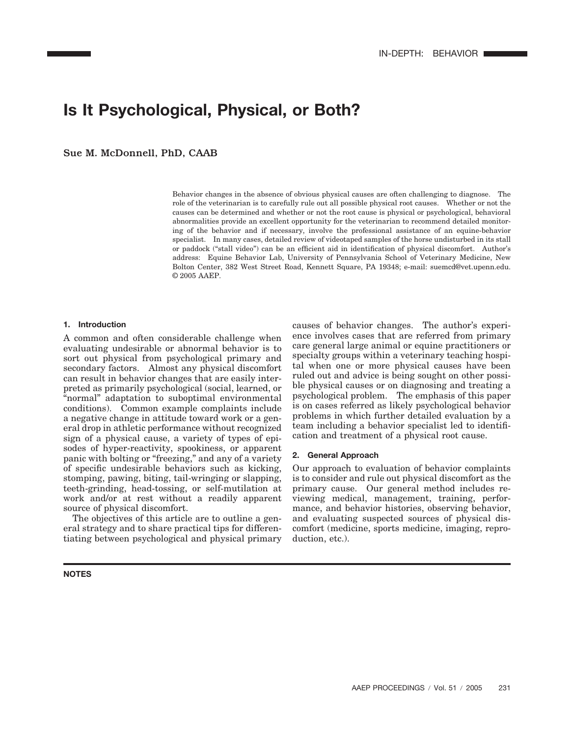# Is It Psychological, Physical, or Both?

**Sue M. McDonnell, PhD, CAAB**

Behavior changes in the absence of obvious physical causes are often challenging to diagnose. The role of the veterinarian is to carefully rule out all possible physical root causes. Whether or not the causes can be determined and whether or not the root cause is physical or psychological, behavioral abnormalities provide an excellent opportunity for the veterinarian to recommend detailed monitoring of the behavior and if necessary, involve the professional assistance of an equine-behavior specialist. In many cases, detailed review of videotaped samples of the horse undisturbed in its stall or paddock ("stall video") can be an efficient aid in identification of physical discomfort. Author's address: Equine Behavior Lab, University of Pennsylvania School of Veterinary Medicine, New Bolton Center, 382 West Street Road, Kennett Square, PA 19348; e-mail: suemcd@vet.upenn.edu. © 2005 AAEP.

## 1. Introduction

A common and often considerable challenge when evaluating undesirable or abnormal behavior is to sort out physical from psychological primary and secondary factors. Almost any physical discomfort can result in behavior changes that are easily interpreted as primarily psychological (social, learned, or "normal" adaptation to suboptimal environmental conditions). Common example complaints include a negative change in attitude toward work or a general drop in athletic performance without recognized sign of a physical cause, a variety of types of episodes of hyper-reactivity, spookiness, or apparent panic with bolting or "freezing," and any of a variety of specific undesirable behaviors such as kicking, stomping, pawing, biting, tail-wringing or slapping, teeth-grinding, head-tossing, or self-mutilation at work and/or at rest without a readily apparent source of physical discomfort.

The objectives of this article are to outline a general strategy and to share practical tips for differentiating between psychological and physical primary causes of behavior changes. The author's experience involves cases that are referred from primary care general large animal or equine practitioners or specialty groups within a veterinary teaching hospital when one or more physical causes have been ruled out and advice is being sought on other possible physical causes or on diagnosing and treating a psychological problem. The emphasis of this paper is on cases referred as likely psychological behavior problems in which further detailed evaluation by a team including a behavior specialist led to identification and treatment of a physical root cause.

## 2. General Approach

Our approach to evaluation of behavior complaints is to consider and rule out physical discomfort as the primary cause. Our general method includes reviewing medical, management, training, performance, and behavior histories, observing behavior, and evaluating suspected sources of physical discomfort (medicine, sports medicine, imaging, reproduction, etc.).

**NOTES**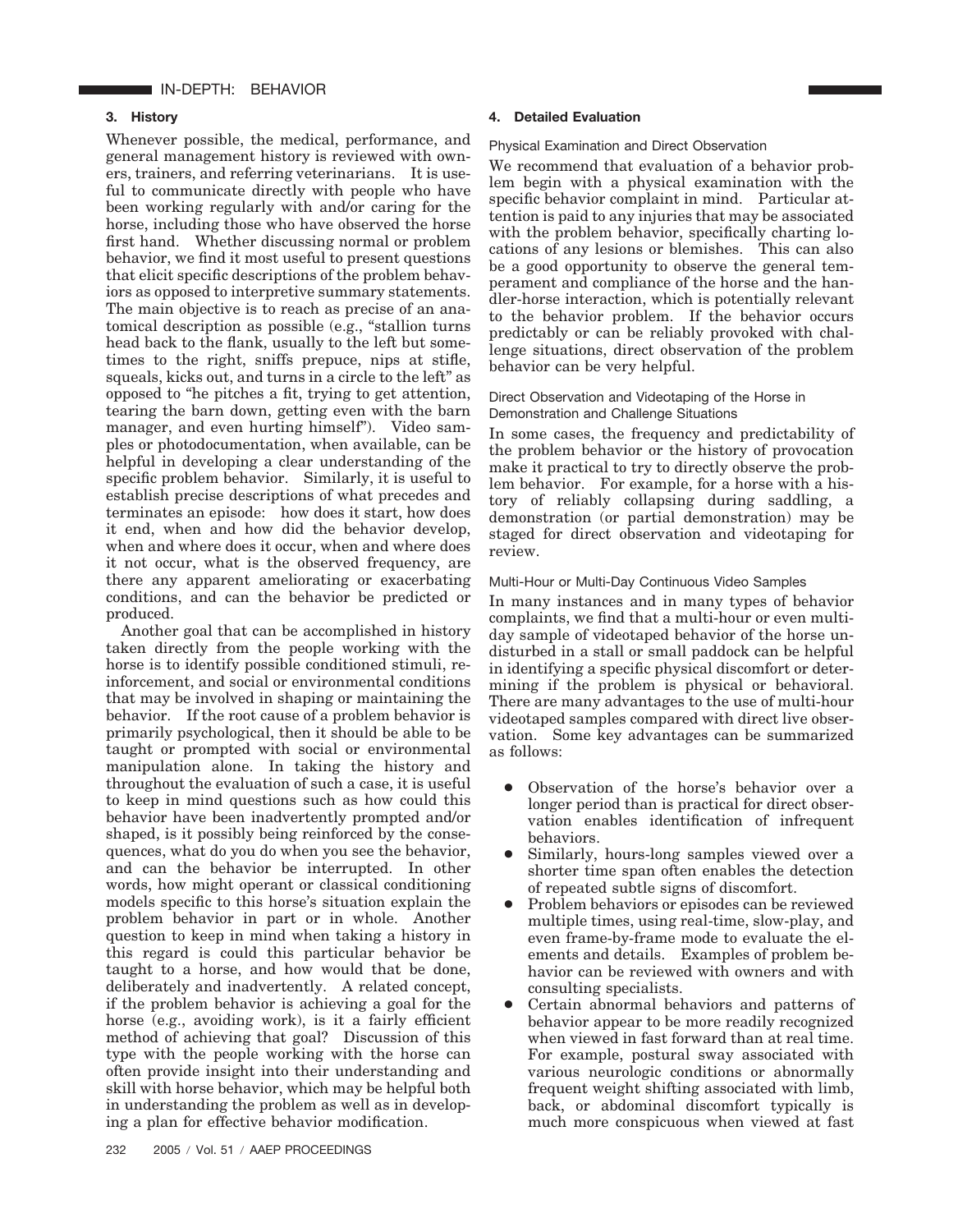## 3. History

Whenever possible, the medical, performance, and general management history is reviewed with owners, trainers, and referring veterinarians. It is useful to communicate directly with people who have been working regularly with and/or caring for the horse, including those who have observed the horse first hand. Whether discussing normal or problem behavior, we find it most useful to present questions that elicit specific descriptions of the problem behaviors as opposed to interpretive summary statements. The main objective is to reach as precise of an anatomical description as possible (e.g., "stallion turns head back to the flank, usually to the left but sometimes to the right, sniffs prepuce, nips at stifle, squeals, kicks out, and turns in a circle to the left" as opposed to "he pitches a fit, trying to get attention, tearing the barn down, getting even with the barn manager, and even hurting himself"). Video samples or photodocumentation, when available, can be helpful in developing a clear understanding of the specific problem behavior. Similarly, it is useful to establish precise descriptions of what precedes and terminates an episode: how does it start, how does it end, when and how did the behavior develop, when and where does it occur, when and where does it not occur, what is the observed frequency, are there any apparent ameliorating or exacerbating conditions, and can the behavior be predicted or produced.

Another goal that can be accomplished in history taken directly from the people working with the horse is to identify possible conditioned stimuli, reinforcement, and social or environmental conditions that may be involved in shaping or maintaining the behavior. If the root cause of a problem behavior is primarily psychological, then it should be able to be taught or prompted with social or environmental manipulation alone. In taking the history and throughout the evaluation of such a case, it is useful to keep in mind questions such as how could this behavior have been inadvertently prompted and/or shaped, is it possibly being reinforced by the consequences, what do you do when you see the behavior, and can the behavior be interrupted. In other words, how might operant or classical conditioning models specific to this horse's situation explain the problem behavior in part or in whole. Another question to keep in mind when taking a history in this regard is could this particular behavior be taught to a horse, and how would that be done, deliberately and inadvertently. A related concept, if the problem behavior is achieving a goal for the horse (e.g., avoiding work), is it a fairly efficient method of achieving that goal? Discussion of this type with the people working with the horse can often provide insight into their understanding and skill with horse behavior, which may be helpful both in understanding the problem as well as in developing a plan for effective behavior modification.

## 4. Detailed Evaluation

### Physical Examination and Direct Observation

We recommend that evaluation of a behavior problem begin with a physical examination with the specific behavior complaint in mind. Particular attention is paid to any injuries that may be associated with the problem behavior, specifically charting locations of any lesions or blemishes. This can also be a good opportunity to observe the general temperament and compliance of the horse and the handler-horse interaction, which is potentially relevant to the behavior problem. If the behavior occurs predictably or can be reliably provoked with challenge situations, direct observation of the problem behavior can be very helpful.

### Direct Observation and Videotaping of the Horse in Demonstration and Challenge Situations

In some cases, the frequency and predictability of the problem behavior or the history of provocation make it practical to try to directly observe the problem behavior. For example, for a horse with a history of reliably collapsing during saddling, a demonstration (or partial demonstration) may be staged for direct observation and videotaping for review.

### Multi-Hour or Multi-Day Continuous Video Samples

In many instances and in many types of behavior complaints, we find that a multi-hour or even multi-day sample of videotaped behavior of the horse undisturbed in a stall or small paddock can be helpful in identifying a specific physical discomfort or determining if the problem is physical or behavioral. There are many advantages to the use of multi-hour videotaped samples compared with direct live observation. Some key advantages can be summarized as follows:

- Observation of the horse's behavior over a longer period than is practical for direct observation enables identification of infrequent behaviors.
- Similarly, hours-long samples viewed over a shorter time span often enables the detection of repeated subtle signs of discomfort.
- Problem behaviors or episodes can be reviewed multiple times, using real-time, slow-play, and even frame-by-frame mode to evaluate the elements and details. Examples of problem behavior can be reviewed with owners and with consulting specialists.
- Certain abnormal behaviors and patterns of behavior appear to be more readily recognized when viewed in fast forward than at real time. For example, postural sway associated with various neurologic conditions or abnormally frequent weight shifting associated with limb, back, or abdominal discomfort typically is much more conspicuous when viewed at fast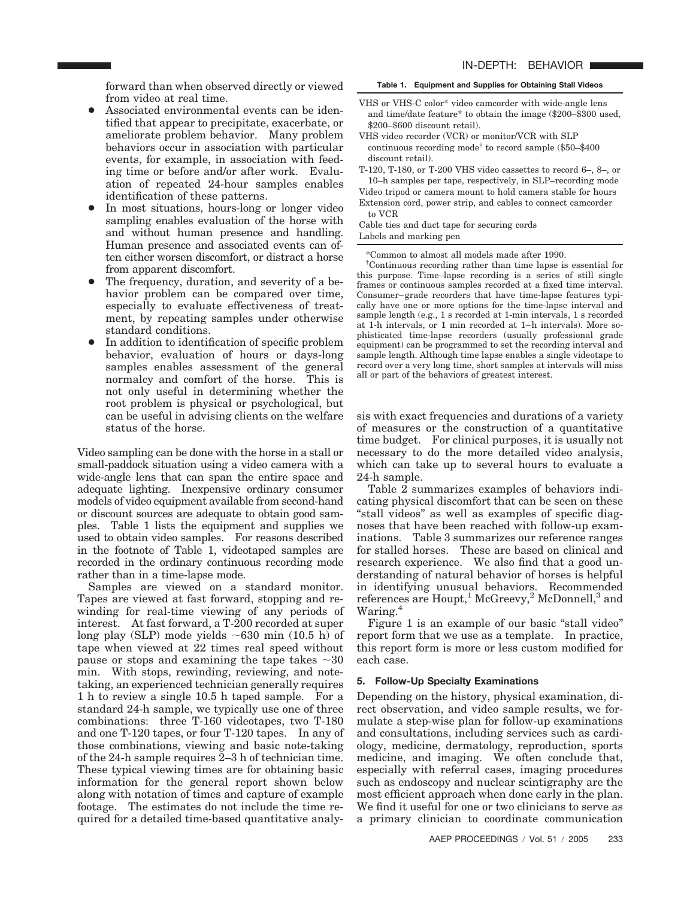forward than when observed directly or viewed from video at real time.

- Associated environmental events can be identified that appear to precipitate, exacerbate, or ameliorate problem behavior. Many problem behaviors occur in association with particular events, for example, in association with feeding time or before and/or after work. Evaluation of repeated 24-hour samples enables identification of these patterns.
- In most situations, hours-long or longer video sampling enables evaluation of the horse with and without human presence and handling. Human presence and associated events can often either worsen discomfort, or distract a horse from apparent discomfort.
- The frequency, duration, and severity of a behavior problem can be compared over time, especially to evaluate effectiveness of treatment, by repeating samples under otherwise standard conditions.
- In addition to identification of specific problem behavior, evaluation of hours or days-long samples enables assessment of the general normalcy and comfort of the horse. This is not only useful in determining whether the root problem is physical or psychological, but can be useful in advising clients on the welfare status of the horse.

Video sampling can be done with the horse in a stall or small-paddock situation using a video camera with a wide-angle lens that can span the entire space and adequate lighting. Inexpensive ordinary consumer models of video equipment available from second-hand or discount sources are adequate to obtain good samples. Table 1 lists the equipment and supplies we used to obtain video samples. For reasons described in the footnote of Table 1, videotaped samples are recorded in the ordinary continuous recording mode rather than in a time-lapse mode.

Samples are viewed on a standard monitor. Tapes are viewed at fast forward, stopping and rewinding for real-time viewing of any periods of interest. At fast forward, a T-200 recorded at super long play (SLP) mode yields ~630 min (10.5 h) of tape when viewed at 22 times real speed without pause or stops and examining the tape takes ~30 min. With stops, rewinding, reviewing, and note-taking, an experienced technician generally requires 1 h to review a single 10.5 h taped sample. For a standard 24-h sample, we typically use one of three combinations: three T-160 videotapes, two T-180 and one T-120 tapes, or four T-120 tapes. In any of those combinations, viewing and basic note-taking of the 24-h sample requires 2–3 h of technician time. These typical viewing times are for obtaining basic information for the general report shown below along with notation of times and capture of example footage. The estimates do not include the time required for a detailed time-based quantitative analysis with exact frequencies and durations of a variety of measures or the construction of a quantitative time budget. For clinical purposes, it is usually not necessary to do the more detailed video analysis, which can take up to several hours to evaluate a 24-h sample.

**Table 1. Equipment and Supplies for Obtaining Stall Videos**

| Equipment and Supplies |
| --- |
| VHS or VHS-C color* video camcorder with wide-angle lens and time/date feature* to obtain the image ($200–$300 used, $200–$600 discount retail). |
| VHS video recorder (VCR) or monitor/VCR with SLP continuous recording mode† to record sample ($50–$400 discount retail). |
| T-120, T-180, or T-200 VHS video cassettes to record 6–, 8–, or 10–h samples per tape, respectively, in SLP–recording mode |
| Video tripod or camera mount to hold camera stable for hours |
| Extension cord, power strip, and cables to connect camcorder to VCR |
| Cable ties and duct tape for securing cords |
| Labels and marking pen |

*Common to almost all models made after 1990.

†Continuous recording rather than time lapse is essential for this purpose. Time–lapse recording is a series of still single frames or continuous samples recorded at a fixed time interval. Consumer–grade recorders that have time-lapse features typically have one or more options for the time-lapse interval and sample length (e.g., 1 s recorded at 1-min intervals, 1 s recorded at 1–h intervals, or 1 min recorded at 1–h intervals). More sophisticated time-lapse recorders (usually professional grade equipment) can be programmed to set the recording interval and sample length. Although time lapse enables a single videotape to record over a very long time, short samples at intervals will miss all or part of the behaviors of greatest interest.

Table 2 summarizes examples of behaviors indicating physical discomfort that can be seen on these "stall videos" as well as examples of specific diagnoses that have been reached with follow-up examinations. Table 3 summarizes our reference ranges for stalled horses. These are based on clinical and research experience. We also find that a good understanding of natural behavior of horses is helpful in identifying unusual behaviors. Recommended references are Houpt,[1] McGreevy,[2] McDonnell,[3] and Waring.[4]

Figure 1 is an example of our basic "stall video" report form that we use as a template. In practice, this report form is more or less custom modified for each case.

## 5. Follow-Up Specialty Examinations

Depending on the history, physical examination, direct observation, and video sample results, we formulate a step-wise plan for follow-up examinations and consultations, including services such as cardiology, medicine, dermatology, reproduction, sports medicine, and imaging. We often conclude that, especially with referral cases, imaging procedures such as endoscopy and nuclear scintigraphy are the most efficient approach when done early in the plan. We find it useful for one or two clinicians to serve as a primary clinician to coordinate communication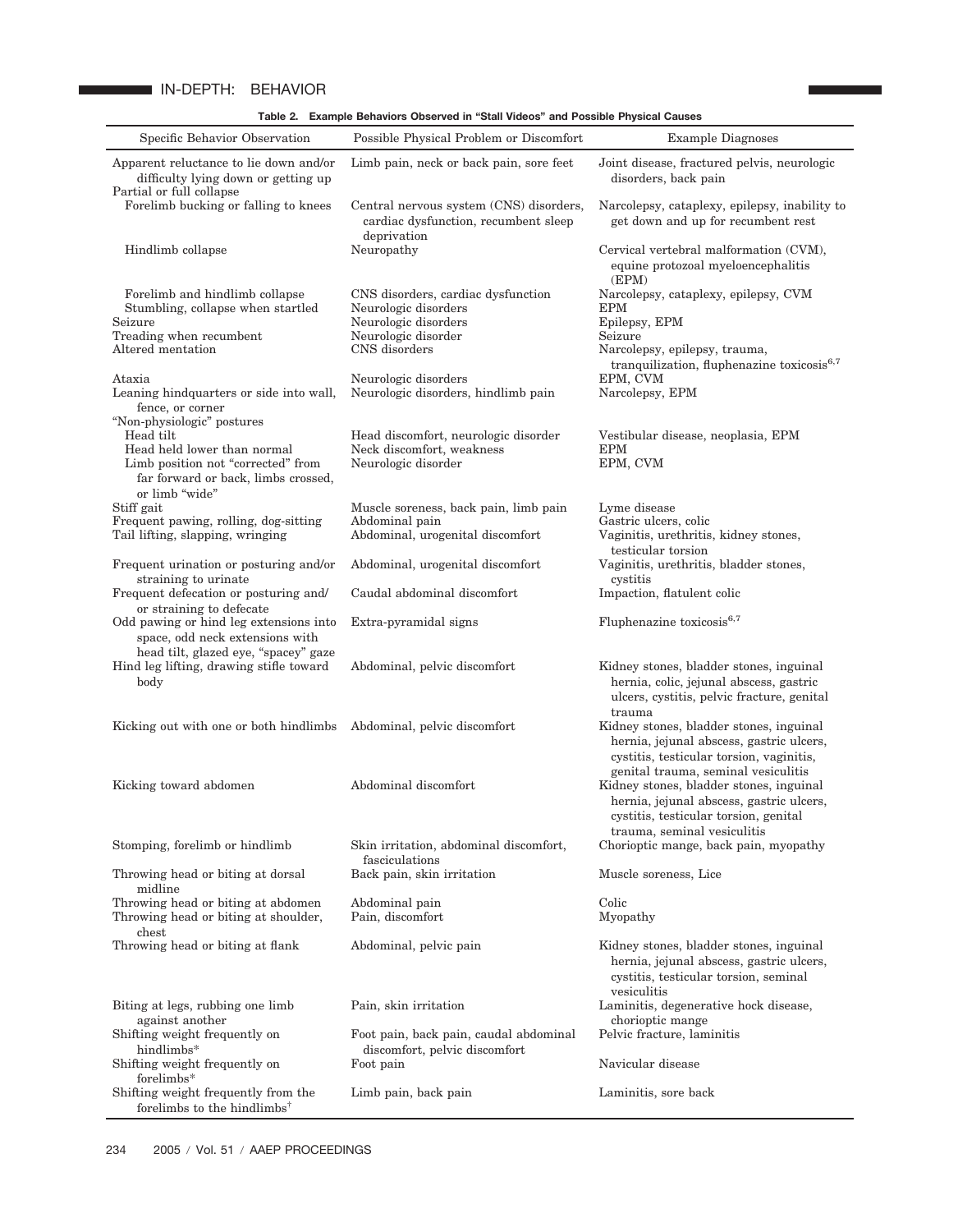**Table 2. Example Behaviors Observed in "Stall Videos" and Possible Physical Causes**

| Specific Behavior Observation | Possible Physical Problem or Discomfort | Example Diagnoses |
|---|---|---|
| Apparent reluctance to lie down and/or difficulty lying down or getting up | Limb pain, neck or back pain, sore feet | Joint disease, fractured pelvis, neurologic disorders, back pain |
| Partial or full collapse | | |
| Forelimb bucking or falling to knees | Central nervous system (CNS) disorders, cardiac dysfunction, recumbent sleep deprivation | Narcolepsy, cataplexy, epilepsy, inability to get down and up for recumbent rest |
| Hindlimb collapse | Neuropathy | Cervical vertebral malformation (CVM), equine protozoal myeloencephalitis (EPM) |
| Forelimb and hindlimb collapse | CNS disorders, cardiac dysfunction | Narcolepsy, cataplexy, epilepsy, CVM |
| Stumbling, collapse when startled | Neurologic disorders | EPM |
| Seizure | Neurologic disorders | Epilepsy, EPM |
| Treading when recumbent | Neurologic disorder | Seizure |
| Altered mentation | CNS disorders | Narcolepsy, epilepsy, trauma, tranquilization, fluphenazine toxicosis[6,7] |
| Ataxia | Neurologic disorders | EPM, CVM |
| Leaning hindquarters or side into wall, fence, or corner | Neurologic disorders, hindlimb pain | Narcolepsy, EPM |
| "Non-physiologic" postures | | |
| Head tilt | Head discomfort, neurologic disorder | Vestibular disease, neoplasia, EPM |
| Head held lower than normal | Neck discomfort, weakness | EPM |
| Limb position not "corrected" from far forward or back, limbs crossed, or limb "wide" | Neurologic disorder | EPM, CVM |
| Stiff gait | Muscle soreness, back pain, limb pain | Lyme disease |
| Frequent pawing, rolling, dog-sitting | Abdominal pain | Gastric ulcers, colic |
| Tail lifting, slapping, wringing | Abdominal, urogenital discomfort | Vaginitis, urethritis, kidney stones, testicular torsion |
| Frequent urination or posturing and/or straining to urinate | Abdominal, urogenital discomfort | Vaginitis, urethritis, bladder stones, cystitis |
| Frequent defecation or posturing and/or straining to defecate | Caudal abdominal discomfort | Impaction, flatulent colic |
| Odd pawing or hind leg extensions into space, odd neck extensions with head tilt, glazed eye, "spacey" gaze | Extra-pyramidal signs | Fluphenazine toxicosis[6,7] |
| Hind leg lifting, drawing stifle toward body | Abdominal, pelvic discomfort | Kidney stones, bladder stones, inguinal hernia, colic, jejunal abscess, gastric ulcers, cystitis, pelvic fracture, genital trauma |
| Kicking out with one or both hindlimbs | Abdominal, pelvic discomfort | Kidney stones, bladder stones, inguinal hernia, jejunal abscess, gastric ulcers, cystitis, testicular torsion, vaginitis, genital trauma, seminal vesiculitis |
| Kicking toward abdomen | Abdominal discomfort | Kidney stones, bladder stones, inguinal hernia, jejunal abscess, gastric ulcers, cystitis, testicular torsion, genital trauma, seminal vesiculitis |
| Stomping, forelimb or hindlimb | Skin irritation, abdominal discomfort, fasciculations | Chorioptic mange, back pain, myopathy |
| Throwing head or biting at dorsal midline | Back pain, skin irritation | Muscle soreness, Lice |
| Throwing head or biting at abdomen | Abdominal pain | Colic |
| Throwing head or biting at shoulder, chest | Pain, discomfort | Myopathy |
| Throwing head or biting at flank | Abdominal, pelvic pain | Kidney stones, bladder stones, inguinal hernia, jejunal abscess, gastric ulcers, cystitis, testicular torsion, seminal vesiculitis |
| Biting at legs, rubbing one limb against another | Pain, skin irritation | Laminitis, degenerative hock disease, chorioptic mange |
| Shifting weight frequently on hindlimbs* | Foot pain, back pain, caudal abdominal discomfort, pelvic discomfort | Pelvic fracture, laminitis |
| Shifting weight frequently on forelimbs* | Foot pain | Navicular disease |
| Shifting weight frequently from the forelimbs to the hindlimbs† | Limb pain, back pain | Laminitis, sore back |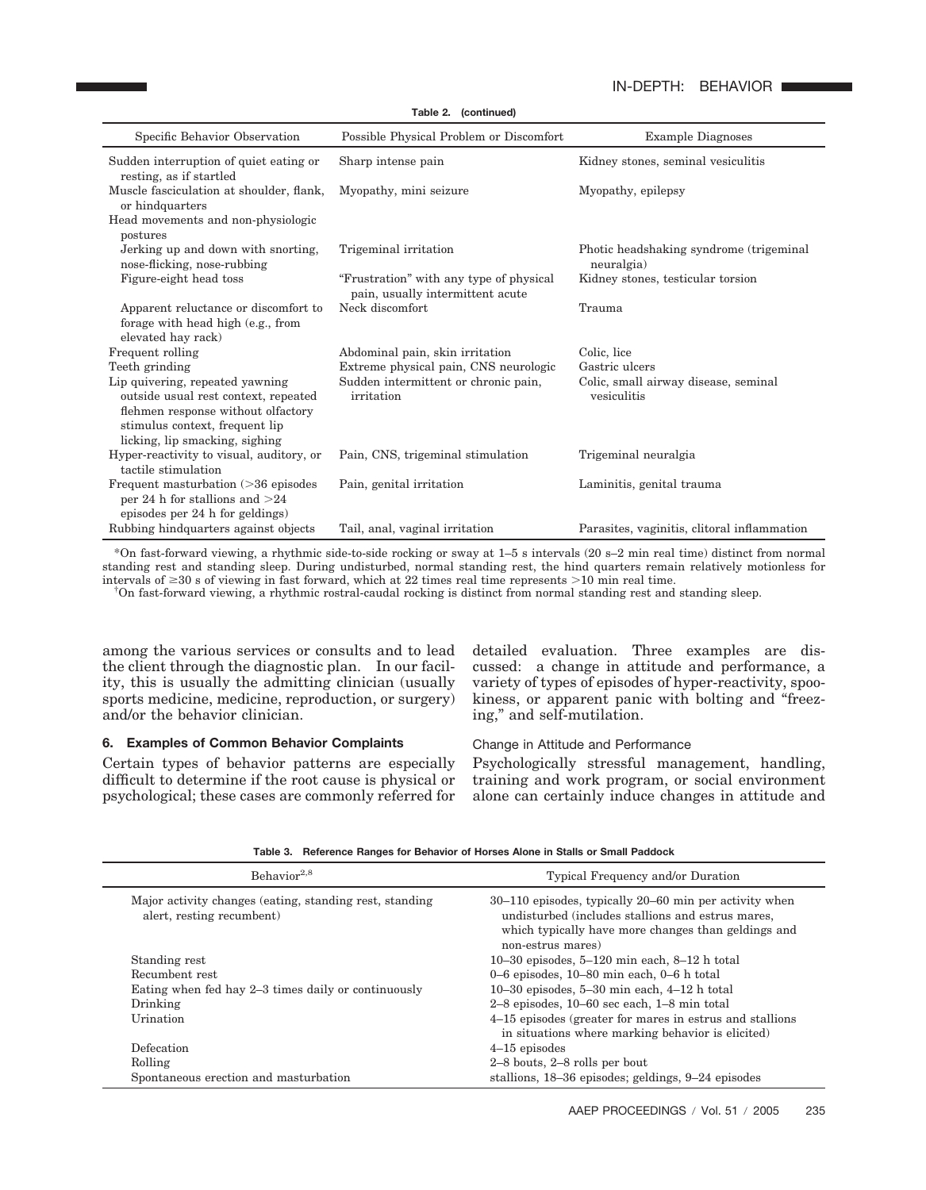**Table 2. (continued)**

| Specific Behavior Observation | Possible Physical Problem or Discomfort | Example Diagnoses |
|---|---|---|
| Sudden interruption of quiet eating or resting, as if startled | Sharp intense pain | Kidney stones, seminal vesiculitis |
| Muscle fasciculation at shoulder, flank, or hindquarters | Myopathy, mini seizure | Myopathy, epilepsy |
| Head movements and non-physiologic postures | | |
| Jerking up and down with snorting, nose-flicking, nose-rubbing | Trigeminal irritation | Photic headshaking syndrome (trigeminal neuralgia) |
| Figure-eight head toss | "Frustration" with any type of physical pain, usually intermittent acute | Kidney stones, testicular torsion |
| Apparent reluctance or discomfort to forage with head high (e.g., from elevated hay rack) | Neck discomfort | Trauma |
| Frequent rolling | Abdominal pain, skin irritation | Colic, lice |
| Teeth grinding | Extreme physical pain, CNS neurologic | Gastric ulcers |
| Lip quivering, repeated yawning outside usual rest context, repeated flehmen response without olfactory stimulus context, frequent lip licking, lip smacking, sighing | Sudden intermittent or chronic pain, irritation | Colic, small airway disease, seminal vesiculitis |
| Hyper-reactivity to visual, auditory, or tactile stimulation | Pain, CNS, trigeminal stimulation | Trigeminal neuralgia |
| Frequent masturbation (>36 episodes per 24 h for stallions and >24 episodes per 24 h for geldings) | Pain, genital irritation | Laminitis, genital trauma |
| Rubbing hindquarters against objects | Tail, anal, vaginal irritation | Parasites, vaginitis, clitoral inflammation |

*On fast-forward viewing, a rhythmic side-to-side rocking or sway at 1–5 s intervals (20 s–2 min real time) distinct from normal standing rest and standing sleep. During undisturbed, normal standing rest, the hind quarters remain relatively motionless for intervals of ≥30 s of viewing in fast forward, which at 22 times real time represents >10 min real time.

†On fast-forward viewing, a rhythmic rostral-caudal rocking is distinct from normal standing rest and standing sleep.

among the various services or consults and to lead the client through the diagnostic plan. In our facility, this is usually the admitting clinician (usually sports medicine, medicine, reproduction, or surgery) and/or the behavior clinician.

## 6. Examples of Common Behavior Complaints

Certain types of behavior patterns are especially difficult to determine if the root cause is physical or psychological; these cases are commonly referred for detailed evaluation. Three examples are discussed: a change in attitude and performance, a variety of types of episodes of hyper-reactivity, spookiness, or apparent panic with bolting and "freezing," and self-mutilation.

### Change in Attitude and Performance

Psychologically stressful management, handling, training and work program, or social environment alone can certainly induce changes in attitude and

**Table 3. Reference Ranges for Behavior of Horses Alone in Stalls or Small Paddock**

| Behavior[2,8] | Typical Frequency and/or Duration |
|---|---|
| Major activity changes (eating, standing rest, standing alert, resting recumbent) | 30–110 episodes, typically 20–60 min per activity when undisturbed (includes stallions and estrus mares, which typically have more changes than geldings and non-estrus mares) |
| Standing rest | 10–30 episodes, 5–120 min each, 8–12 h total |
| Recumbent rest | 0–6 episodes, 10–80 min each, 0–6 h total |
| Eating when fed hay 2–3 times daily or continuously | 10–30 episodes, 5–30 min each, 4–12 h total |
| Drinking | 2–8 episodes, 10–60 sec each, 1–8 min total |
| Urination | 4–15 episodes (greater for mares in estrus and stallions in situations where marking behavior is elicited) |
| Defecation | 4–15 episodes |
| Rolling | 2–8 bouts, 2–8 rolls per bout |
| Spontaneous erection and masturbation | stallions, 18–36 episodes; geldings, 9–24 episodes |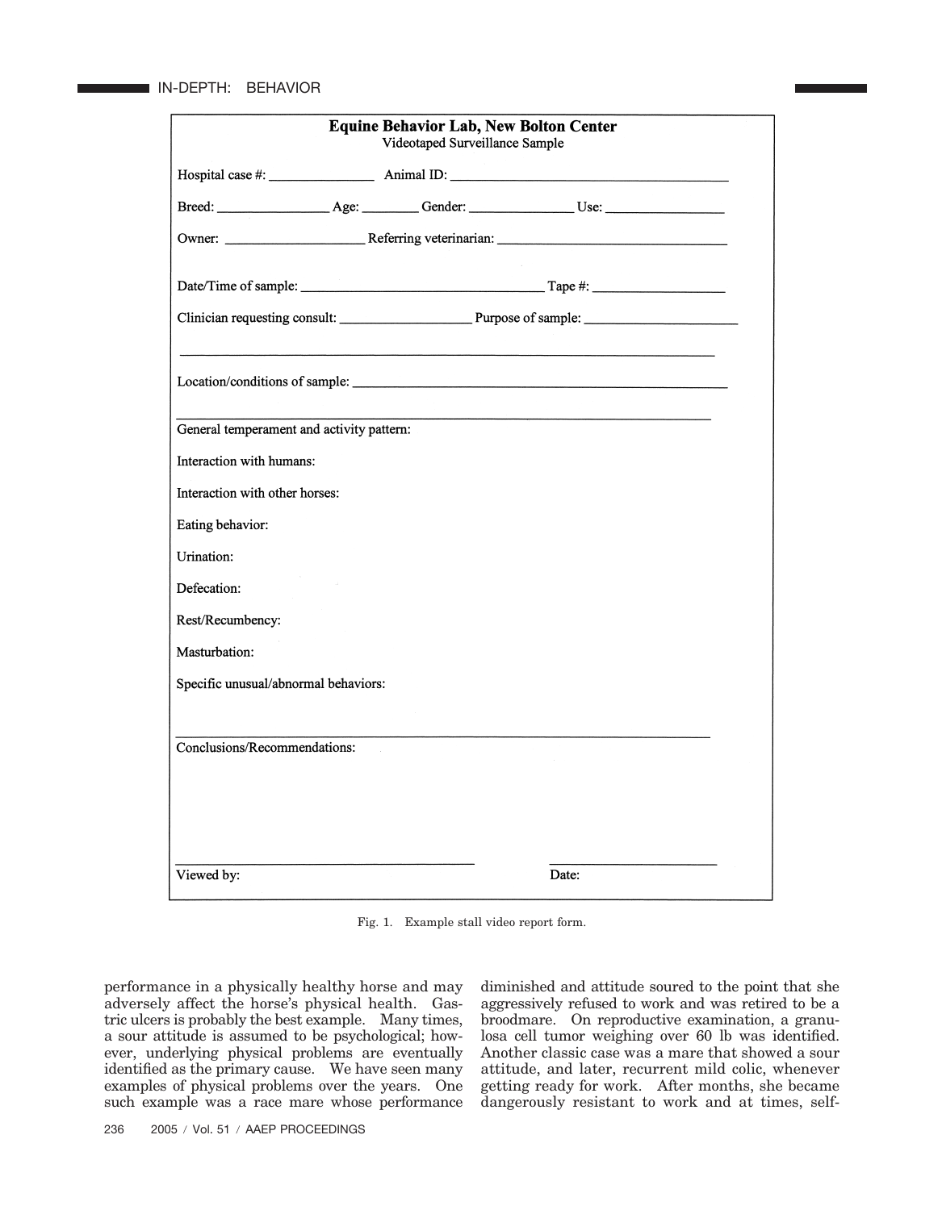**Equine Behavior Lab, New Bolton Center**
Videotaped Surveillance Sample

Hospital case #: _______________ Animal ID: ________________________________________

Breed: ________________ Age: ________ Gender: _______________ Use: _________________

Owner: ____________________ Referring veterinarian: __________________________________

Date/Time of sample: ___________________________________ Tape #: ___________________

Clinician requesting consult: ___________________ Purpose of sample: ______________________

______________________________________________________________________________

Location/conditions of sample: ___________________________________________________

______________________________________________________________________________

General temperament and activity pattern:

Interaction with humans:

Interaction with other horses:

Eating behavior:

Urination:

Defecation:

Rest/Recumbency:

Masturbation:

Specific unusual/abnormal behaviors:

______________________________________________________________________________

Conclusions/Recommendations:

______________________________________ ________________________

Viewed by: Date:

Fig. 1. Example stall video report form.

performance in a physically healthy horse and may adversely affect the horse's physical health. Gastric ulcers is probably the best example. Many times, a sour attitude is assumed to be psychological; however, underlying physical problems are eventually identified as the primary cause. We have seen many examples of physical problems over the years. One such example was a race mare whose performance diminished and attitude soured to the point that she aggressively refused to work and was retired to be a broodmare. On reproductive examination, a granulosa cell tumor weighing over 60 lb was identified. Another classic case was a mare that showed a sour attitude, and later, recurrent mild colic, whenever getting ready for work. After months, she became dangerously resistant to work and at times, self-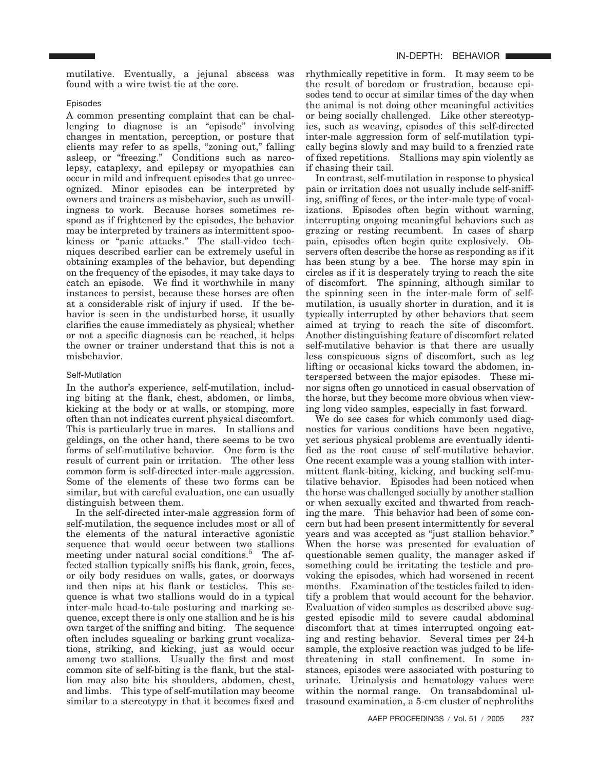mutilative. Eventually, a jejunal abscess was found with a wire twist tie at the core.

### Episodes

A common presenting complaint that can be challenging to diagnose is an "episode" involving changes in mentation, perception, or posture that clients may refer to as spells, "zoning out," falling asleep, or "freezing." Conditions such as narcolepsy, cataplexy, and epilepsy or myopathies can occur in mild and infrequent episodes that go unrecognized. Minor episodes can be interpreted by owners and trainers as misbehavior, such as unwillingness to work. Because horses sometimes respond as if frightened by the episodes, the behavior may be interpreted by trainers as intermittent spookiness or "panic attacks." The stall-video techniques described earlier can be extremely useful in obtaining examples of the behavior, but depending on the frequency of the episodes, it may take days to catch an episode. We find it worthwhile in many instances to persist, because these horses are often at a considerable risk of injury if used. If the behavior is seen in the undisturbed horse, it usually clarifies the cause immediately as physical; whether or not a specific diagnosis can be reached, it helps the owner or trainer understand that this is not a misbehavior.

### Self-Mutilation

In the author's experience, self-mutilation, including biting at the flank, chest, abdomen, or limbs, kicking at the body or at walls, or stomping, more often than not indicates current physical discomfort. This is particularly true in mares. In stallions and geldings, on the other hand, there seems to be two forms of self-mutilative behavior. One form is the result of current pain or irritation. The other less common form is self-directed inter-male aggression. Some of the elements of these two forms can be similar, but with careful evaluation, one can usually distinguish between them.

In the self-directed inter-male aggression form of self-mutilation, the sequence includes most or all of the elements of the natural interactive agonistic sequence that would occur between two stallions meeting under natural social conditions.[5] The affected stallion typically sniffs his flank, groin, feces, or oily body residues on walls, gates, or doorways and then nips at his flank or testicles. This sequence is what two stallions would do in a typical inter-male head-to-tale posturing and marking sequence, except there is only one stallion and he is his own target of the sniffing and biting. The sequence often includes squealing or barking grunt vocalizations, striking, and kicking, just as would occur among two stallions. Usually the first and most common site of self-biting is the flank, but the stallion may also bite his shoulders, abdomen, chest, and limbs. This type of self-mutilation may become similar to a stereotypy in that it becomes fixed and rhythmically repetitive in form. It may seem to be the result of boredom or frustration, because episodes tend to occur at similar times of the day when the animal is not doing other meaningful activities or being socially challenged. Like other stereotypies, such as weaving, episodes of this self-directed inter-male aggression form of self-mutilation typically begins slowly and may build to a frenzied rate of fixed repetitions. Stallions may spin violently as if chasing their tail.

In contrast, self-mutilation in response to physical pain or irritation does not usually include self-sniffing, sniffing of feces, or the inter-male type of vocalizations. Episodes often begin without warning, interrupting ongoing meaningful behaviors such as grazing or resting recumbent. In cases of sharp pain, episodes often begin quite explosively. Observers often describe the horse as responding as if it has been stung by a bee. The horse may spin in circles as if it is desperately trying to reach the site of discomfort. The spinning, although similar to the spinning seen in the inter-male form of self-mutilation, is usually shorter in duration, and it is typically interrupted by other behaviors that seem aimed at trying to reach the site of discomfort. Another distinguishing feature of discomfort related self-mutilative behavior is that there are usually less conspicuous signs of discomfort, such as leg lifting or occasional kicks toward the abdomen, interspersed between the major episodes. These minor signs often go unnoticed in casual observation of the horse, but they become more obvious when viewing long video samples, especially in fast forward.

We do see cases for which commonly used diagnostics for various conditions have been negative, yet serious physical problems are eventually identified as the root cause of self-mutilative behavior. One recent example was a young stallion with intermittent flank-biting, kicking, and bucking self-mutilative behavior. Episodes had been noticed when the horse was challenged socially by another stallion or when sexually excited and thwarted from reaching the mare. This behavior had been of some concern but had been present intermittently for several years and was accepted as "just stallion behavior." When the horse was presented for evaluation of questionable semen quality, the manager asked if something could be irritating the testicle and provoking the episodes, which had worsened in recent months. Examination of the testicles failed to identify a problem that would account for the behavior. Evaluation of video samples as described above suggested episodic mild to severe caudal abdominal discomfort that at times interrupted ongoing eating and resting behavior. Several times per 24-h sample, the explosive reaction was judged to be life-threatening in stall confinement. In some instances, episodes were associated with posturing to urinate. Urinalysis and hematology values were within the normal range. On transabdominal ultrasound examination, a 5-cm cluster of nephroliths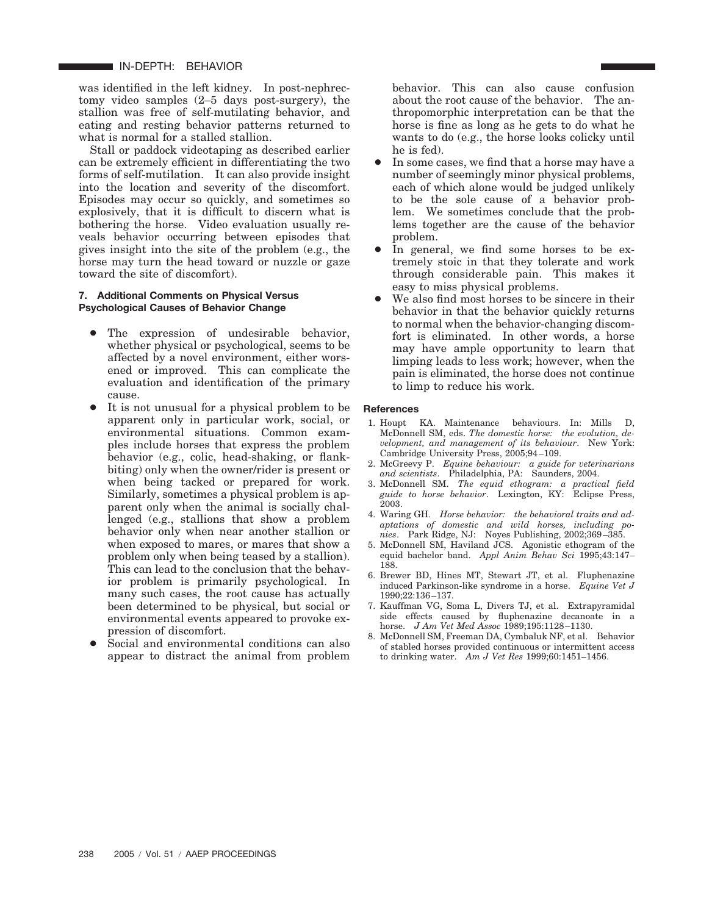was identified in the left kidney. In post-nephrectomy video samples (2–5 days post-surgery), the stallion was free of self-mutilating behavior, and eating and resting behavior patterns returned to what is normal for a stalled stallion.

Stall or paddock videotaping as described earlier can be extremely efficient in differentiating the two forms of self-mutilation. It can also provide insight into the location and severity of the discomfort. Episodes may occur so quickly, and sometimes so explosively, that it is difficult to discern what is bothering the horse. Video evaluation usually reveals behavior occurring between episodes that gives insight into the site of the problem (e.g., the horse may turn the head toward or nuzzle or gaze toward the site of discomfort).

#### 7. Additional Comments on Physical Versus Psychological Causes of Behavior Change

- The expression of undesirable behavior, whether physical or psychological, seems to be affected by a novel environment, either worsened or improved. This can complicate the evaluation and identification of the primary cause.
- It is not unusual for a physical problem to be apparent only in particular work, social, or environmental situations. Common examples include horses that express the problem behavior (e.g., colic, head-shaking, or flank-biting) only when the owner/rider is present or when being tacked or prepared for work. Similarly, sometimes a physical problem is apparent only when the animal is socially challenged (e.g., stallions that show a problem behavior only when near another stallion or when exposed to mares, or mares that show a problem only when being teased by a stallion). This can lead to the conclusion that the behavior problem is primarily psychological. In many such cases, the root cause has actually been determined to be physical, but social or environmental events appeared to provoke expression of discomfort.
- Social and environmental conditions can also appear to distract the animal from problem behavior. This can also cause confusion about the root cause of the behavior. The anthropomorphic interpretation can be that the horse is fine as long as he gets to do what he wants to do (e.g., the horse looks colicky until he is fed).
- In some cases, we find that a horse may have a number of seemingly minor physical problems, each of which alone would be judged unlikely to be the sole cause of a behavior problem. We sometimes conclude that the problems together are the cause of the behavior problem.
- In general, we find some horses to be extremely stoic in that they tolerate and work through considerable pain. This makes it easy to miss physical problems.
- We also find most horses to be sincere in their behavior in that the behavior quickly returns to normal when the behavior-changing discomfort is eliminated. In other words, a horse may have ample opportunity to learn that limping leads to less work; however, when the pain is eliminated, the horse does not continue to limp to reduce his work.

#### References

1. Houpt KA. Maintenance behaviours. In: Mills D, McDonnell SM, eds. *The domestic horse: the evolution, development, and management of its behaviour*. New York: Cambridge University Press, 2005;94–109.
2. McGreevy P. *Equine behaviour: a guide for veterinarians and scientists*. Philadelphia, PA: Saunders, 2004.
3. McDonnell SM. *The equid ethogram: a practical field guide to horse behavior*. Lexington, KY: Eclipse Press, 2003.
4. Waring GH. *Horse behavior: the behavioral traits and adaptations of domestic and wild horses, including ponies*. Park Ridge, NJ: Noyes Publishing, 2002;369–385.
5. McDonnell SM, Haviland JCS. Agonistic ethogram of the equid bachelor band. *Appl Anim Behav Sci* 1995;43:147–188.
6. Brewer BD, Hines MT, Stewart JT, et al. Fluphenazine induced Parkinson-like syndrome in a horse. *Equine Vet J* 1990;22:136–137.
7. Kauffman VG, Soma L, Divers TJ, et al. Extrapyramidal side effects caused by fluphenazine decanoate in a horse. *J Am Vet Med Assoc* 1989;195:1128–1130.
8. McDonnell SM, Freeman DA, Cymbaluk NF, et al. Behavior of stabled horses provided continuous or intermittent access to drinking water. *Am J Vet Res* 1999;60:1451–1456.